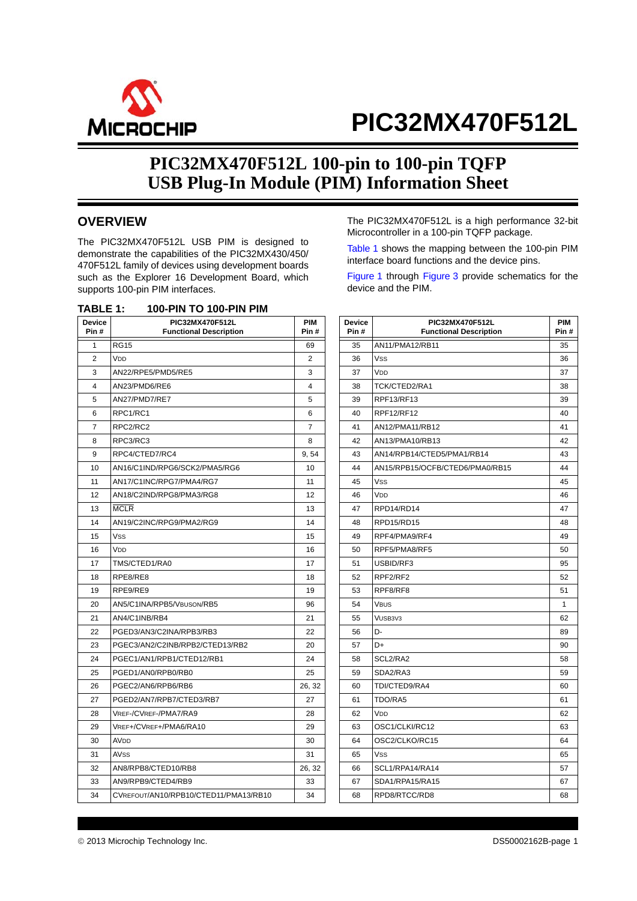# PIC32MX470F512L

## PIC32MX470F512L 100-pin to 100-pin TQFP USB Plug-In Module (PIM) Information Sheet

## OVERVIEW

The PIC32MX470F512L USB PIM is designed to demonstrate the capabilities of the PIC32MX430/450/470F512L family of devices using development boards such as the Explorer 16 Development Board, which supports 100-pin PIM interfaces.

The PIC32MX470F512L is a high performance 32-bit Microcontroller in a 100-pin TQFP package.

Table 1 shows the mapping between the 100-pin PIM interface board functions and the device pins.

Figure 1 through Figure 3 provide schematics for the device and the PIM.

**TABLE 1: 100-PIN TO 100-PIN PIM**

| Device Pin # | PIC32MX470F512L Functional Description | PIM Pin # |
|---|---|---|
| 1 | RG15 | 69 |
| 2 | $V_{DD}$ | 2 |
| 3 | AN22/RPE5/PMD5/RE5 | 3 |
| 4 | AN23/PMD6/RE6 | 4 |
| 5 | AN27/PMD7/RE7 | 5 |
| 6 | RPC1/RC1 | 6 |
| 7 | RPC2/RC2 | 7 |
| 8 | RPC3/RC3 | 8 |
| 9 | RPC4/CTED7/RC4 | 9, 54 |
| 10 | AN16/C1IND/RPG6/SCK2/PMA5/RG6 | 10 |
| 11 | AN17/C1INC/RPG7/PMA4/RG7 | 11 |
| 12 | AN18/C2IND/RPG8/PMA3/RG8 | 12 |
| 13 | MCLR | 13 |
| 14 | AN19/C2INC/RPG9/PMA2/RG9 | 14 |
| 15 | $V_{SS}$ | 15 |
| 16 | $V_{DD}$ | 16 |
| 17 | TMS/CTED1/RA0 | 17 |
| 18 | RPE8/RE8 | 18 |
| 19 | RPE9/RE9 | 19 |
| 20 | AN5/C1INA/RPB5/$V_{BUSON}$/RB5 | 96 |
| 21 | AN4/C1INB/RB4 | 21 |
| 22 | PGED3/AN3/C2INA/RPB3/RB3 | 22 |
| 23 | PGEC3/AN2/C2INB/RPB2/CTED13/RB2 | 20 |
| 24 | PGEC1/AN1/RPB1/CTED12/RB1 | 24 |
| 25 | PGED1/AN0/RPB0/RB0 | 25 |
| 26 | PGEC2/AN6/RPB6/RB6 | 26, 32 |
| 27 | PGED2/AN7/RPB7/CTED3/RB7 | 27 |
| 28 | $V_{REF}$-/$CV_{REF}$-/PMA7/RA9 | 28 |
| 29 | $V_{REF}$+/$CV_{REF}$+/PMA6/RA10 | 29 |
| 30 | $AV_{DD}$ | 30 |
| 31 | $AV_{SS}$ | 31 |
| 32 | AN8/RPB8/CTED10/RB8 | 26, 32 |
| 33 | AN9/RPB9/CTED4/RB9 | 33 |
| 34 | $CV_{REFOUT}$/AN10/RPB10/CTED11/PMA13/RB10 | 34 |
| 35 | AN11/PMA12/RB11 | 35 |
| 36 | $V_{SS}$ | 36 |
| 37 | $V_{DD}$ | 37 |
| 38 | TCK/CTED2/RA1 | 38 |
| 39 | RPF13/RF13 | 39 |
| 40 | RPF12/RF12 | 40 |
| 41 | AN12/PMA11/RB12 | 41 |
| 42 | AN13/PMA10/RB13 | 42 |
| 43 | AN14/RPB14/CTED5/PMA1/RB14 | 43 |
| 44 | AN15/RPB15/OCFB/CTED6/PMA0/RB15 | 44 |
| 45 | $V_{SS}$ | 45 |
| 46 | $V_{DD}$ | 46 |
| 47 | RPD14/RD14 | 47 |
| 48 | RPD15/RD15 | 48 |
| 49 | RPF4/PMA9/RF4 | 49 |
| 50 | RPF5/PMA8/RF5 | 50 |
| 51 | USBID/RF3 | 95 |
| 52 | RPF2/RF2 | 52 |
| 53 | RPF8/RF8 | 51 |
| 54 | $V_{BUS}$ | 1 |
| 55 | $V_{USB3V3}$ | 62 |
| 56 | D- | 89 |
| 57 | D+ | 90 |
| 58 | SCL2/RA2 | 58 |
| 59 | SDA2/RA3 | 59 |
| 60 | TDI/CTED9/RA4 | 60 |
| 61 | TDO/RA5 | 61 |
| 62 | $V_{DD}$ | 62 |
| 63 | OSC1/CLKI/RC12 | 63 |
| 64 | OSC2/CLKO/RC15 | 64 |
| 65 | $V_{SS}$ | 65 |
| 66 | SCL1/RPA14/RA14 | 57 |
| 67 | SDA1/RPA15/RA15 | 67 |
| 68 | RPD8/RTCC/RD8 | 68 |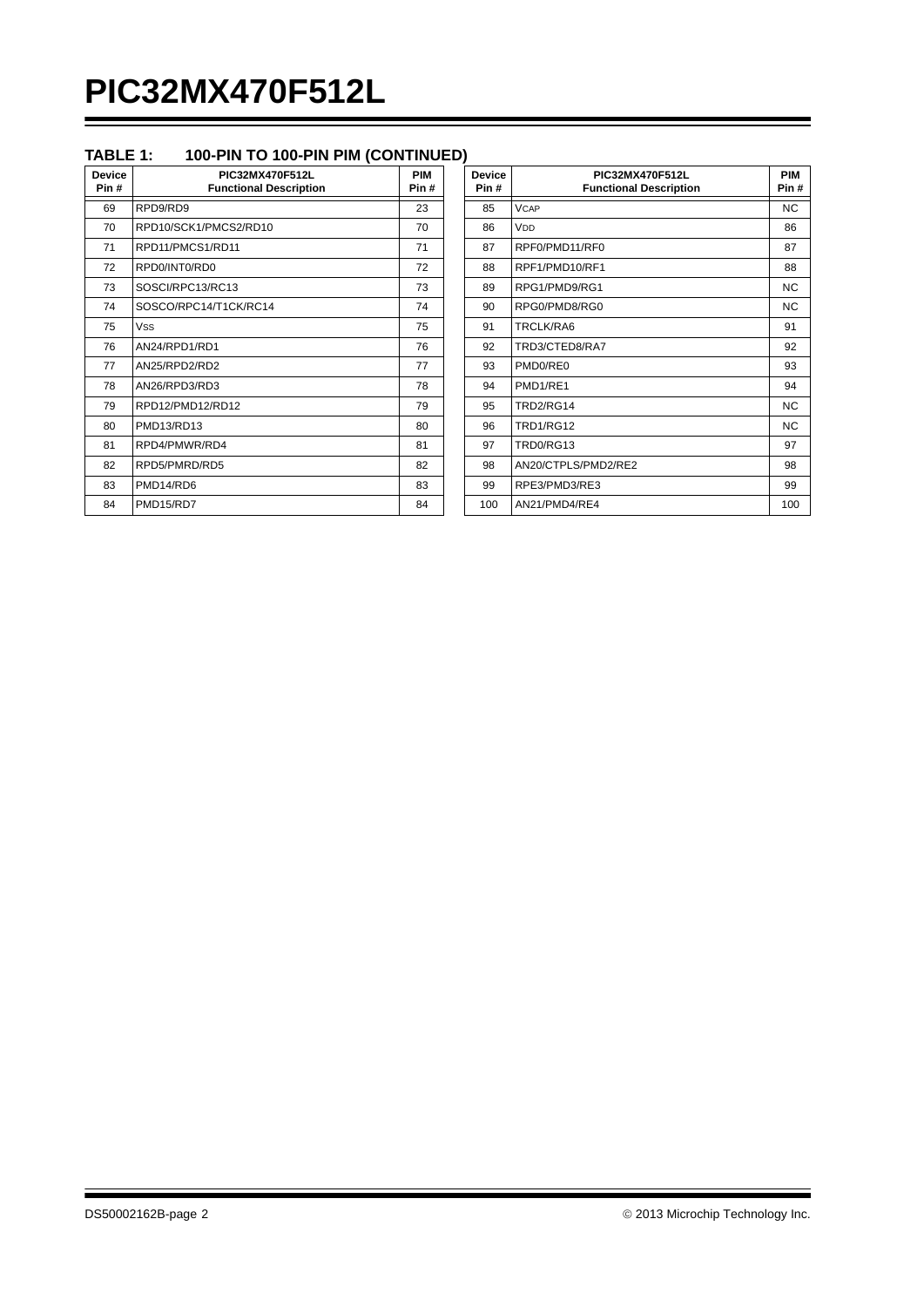### TABLE 1: 100-PIN TO 100-PIN PIM (CONTINUED)

| Device Pin # | PIC32MX470F512L Functional Description | PIM Pin # |
|---|---|---|
| 69 | RPD9/RD9 | 23 |
| 70 | RPD10/SCK1/PMCS2/RD10 | 70 |
| 71 | RPD11/PMCS1/RD11 | 71 |
| 72 | RPD0/INT0/RD0 | 72 |
| 73 | SOSCI/RPC13/RC13 | 73 |
| 74 | SOSCO/RPC14/T1CK/RC14 | 74 |
| 75 | $V_{SS}$ | 75 |
| 76 | AN24/RPD1/RD1 | 76 |
| 77 | AN25/RPD2/RD2 | 77 |
| 78 | AN26/RPD3/RD3 | 78 |
| 79 | RPD12/PMD12/RD12 | 79 |
| 80 | PMD13/RD13 | 80 |
| 81 | RPD4/PMWR/RD4 | 81 |
| 82 | RPD5/PMRD/RD5 | 82 |
| 83 | PMD14/RD6 | 83 |
| 84 | PMD15/RD7 | 84 |
| 85 | $V_{CAP}$ | NC |
| 86 | $V_{DD}$ | 86 |
| 87 | RPF0/PMD11/RF0 | 87 |
| 88 | RPF1/PMD10/RF1 | 88 |
| 89 | RPG1/PMD9/RG1 | NC |
| 90 | RPG0/PMD8/RG0 | NC |
| 91 | TRCLK/RA6 | 91 |
| 92 | TRD3/CTED8/RA7 | 92 |
| 93 | PMD0/RE0 | 93 |
| 94 | PMD1/RE1 | 94 |
| 95 | TRD2/RG14 | NC |
| 96 | TRD1/RG12 | NC |
| 97 | TRD0/RG13 | 97 |
| 98 | AN20/CTPLS/PMD2/RE2 | 98 |
| 99 | RPE3/PMD3/RE3 | 99 |
| 100 | AN21/PMD4/RE4 | 100 |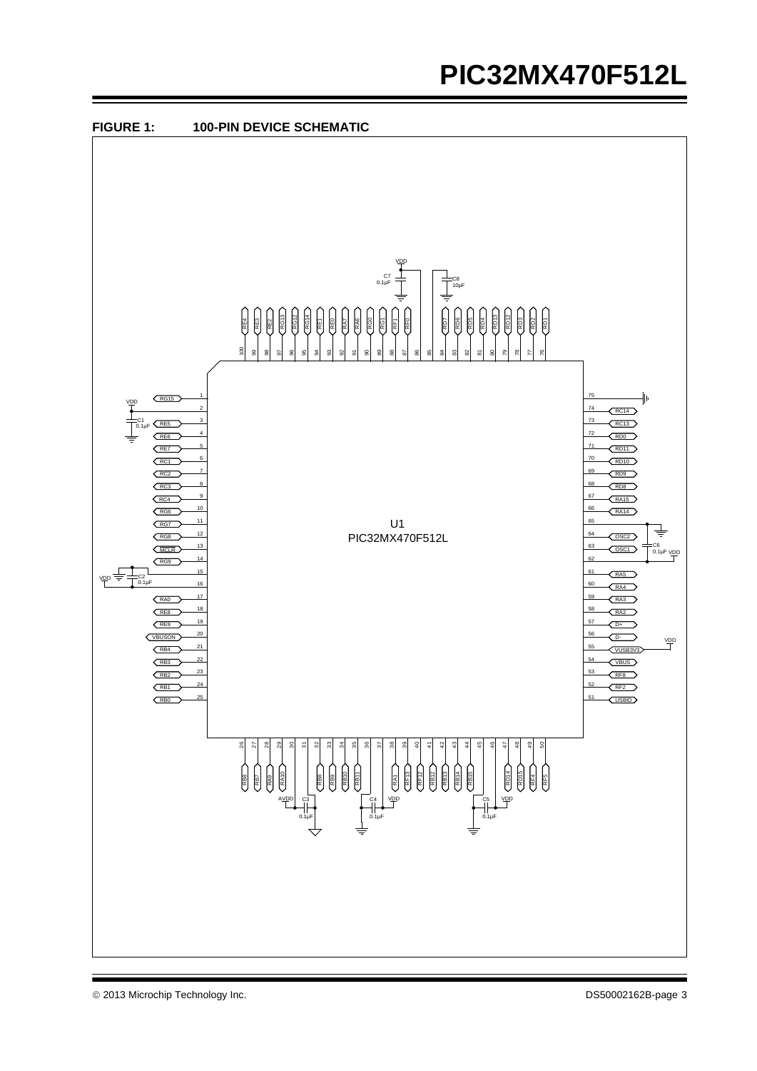**FIGURE 1: 100-PIN DEVICE SCHEMATIC**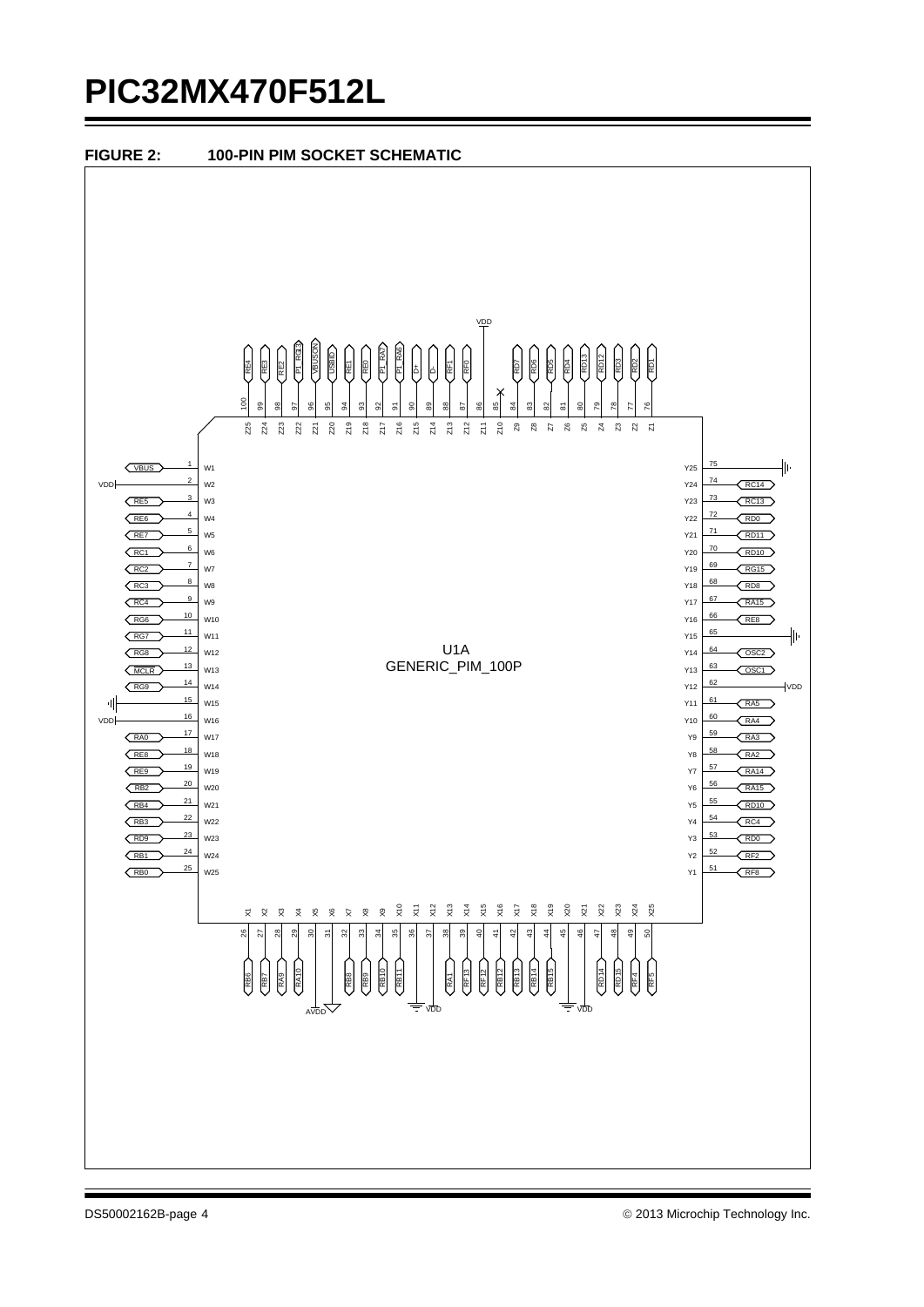# PIC32MX470F512L

**FIGURE 2: 100-PIN PIM SOCKET SCHEMATIC**

U1A
GENERIC_PIM_100P

| Pin | Socket | Signal |
|---|---|---|
| 1 | W1 | VBUS |
| 2 | W2 | VDD |
| 3 | W3 | RE5 |
| 4 | W4 | RE6 |
| 5 | W5 | RE7 |
| 6 | W6 | RC1 |
| 7 | W7 | RC2 |
| 8 | W8 | RC3 |
| 9 | W9 | RC4 |
| 10 | W10 | RG6 |
| 11 | W11 | RG7 |
| 12 | W12 | RG8 |
| 13 | W13 | MCLR |
| 14 | W14 | RG9 |
| 15 | W15 | GND |
| 16 | W16 | VDD |
| 17 | W17 | RA0 |
| 18 | W18 | RE8 |
| 19 | W19 | RE9 |
| 20 | W20 | RB2 |
| 21 | W21 | RB4 |
| 22 | W22 | RB3 |
| 23 | W23 | RD9 |
| 24 | W24 | RB1 |
| 25 | W25 | RB0 |
| 26 | X1 | RB6 |
| 27 | X2 | RB7 |
| 28 | X3 | RA9 |
| 29 | X4 | RA10 |
| 30 | X5 | AVDD |
| 31 | X6 | |
| 32 | X7 | RB8 |
| 33 | X8 | RB9 |
| 34 | X9 | RB10 |
| 35 | X10 | RB11 |
| 36 | X11 | GND |
| 37 | X12 | VDD |
| 38 | X13 | RA1 |
| 39 | X14 | RF13 |
| 40 | X15 | RF12 |
| 41 | X16 | RB12 |
| 42 | X17 | RB13 |
| 43 | X18 | RB14 |
| 44 | X19 | RB15 |
| 45 | X20 | GND |
| 46 | X21 | VDD |
| 47 | X22 | RD14 |
| 48 | X23 | RD15 |
| 49 | X24 | RF4 |
| 50 | X25 | RF5 |
| 51 | Y1 | RF8 |
| 52 | Y2 | RF2 |
| 53 | Y3 | RD0 |
| 54 | Y4 | RC4 |
| 55 | Y5 | RD10 |
| 56 | Y6 | RA15 |
| 57 | Y7 | RA14 |
| 58 | Y8 | RA2 |
| 59 | Y9 | RA3 |
| 60 | Y10 | RA4 |
| 61 | Y11 | RA5 |
| 62 | Y12 | VDD |
| 63 | Y13 | OSC1 |
| 64 | Y14 | OSC2 |
| 65 | Y15 | GND |
| 66 | Y16 | RE8 |
| 67 | Y17 | RA15 |
| 68 | Y18 | RD8 |
| 69 | Y19 | RG15 |
| 70 | Y20 | RD10 |
| 71 | Y21 | RD11 |
| 72 | Y22 | RD0 |
| 73 | Y23 | RC13 |
| 74 | Y24 | RC14 |
| 75 | Y25 | GND |
| 76 | Z1 | RD1 |
| 77 | Z2 | RD2 |
| 78 | Z3 | RD3 |
| 79 | Z4 | RD12 |
| 80 | Z5 | RD13 |
| 81 | Z6 | RD4 |
| 82 | Z7 | RD5 |
| 83 | Z8 | RD6 |
| 84 | Z9 | RD7 |
| 85 | Z10 | X (no connect) |
| 86 | Z11 | VDD |
| 87 | Z12 | RF0 |
| 88 | Z13 | RF1 |
| 89 | Z14 | D- |
| 90 | Z15 | D+ |
| 91 | Z16 | P1_RA6 |
| 92 | Z17 | P1_RA7 |
| 93 | Z18 | RE0 |
| 94 | Z19 | RE1 |
| 95 | Z20 | USBID |
| 96 | Z21 | VBUSON |
| 97 | Z22 | P1_RG13 |
| 98 | Z23 | RE2 |
| 99 | Z24 | RE3 |
| 100 | Z25 | RE4 |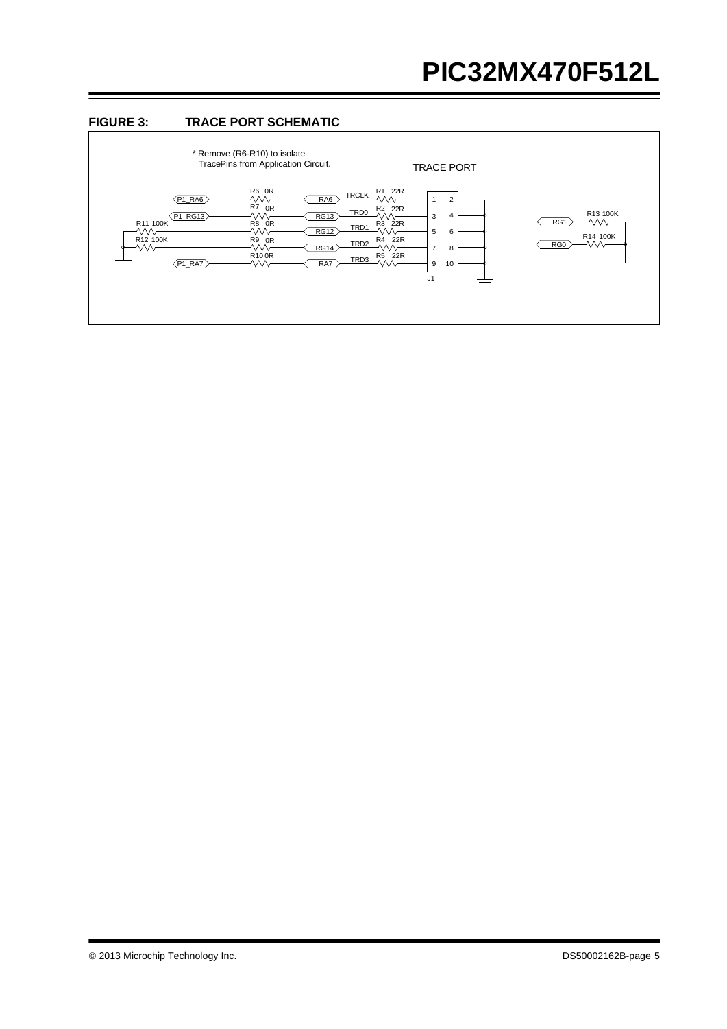**FIGURE 3: TRACE PORT SCHEMATIC**

* Remove (R6-R10) to isolate
TracePins from Application Circuit.

TRACE PORT

P1_RA6 — R6 0R — RA6 — TRCLK — R1 22R — 1 | 2

P1_RG13 — R7 0R — RG13 — TRD0 — R2 22R — 3 | 4

R11 100K — R8 0R — RG12 — TRD1 — R3 22R — 5 | 6

R12 100K — R9 0R — RG14 — TRD2 — R4 22R — 7 | 8

P1_RA7 — R10 0R — RA7 — TRD3 — R5 22R — 9 | 10

J1

RG1 — R13 100K

RG0 — R14 100K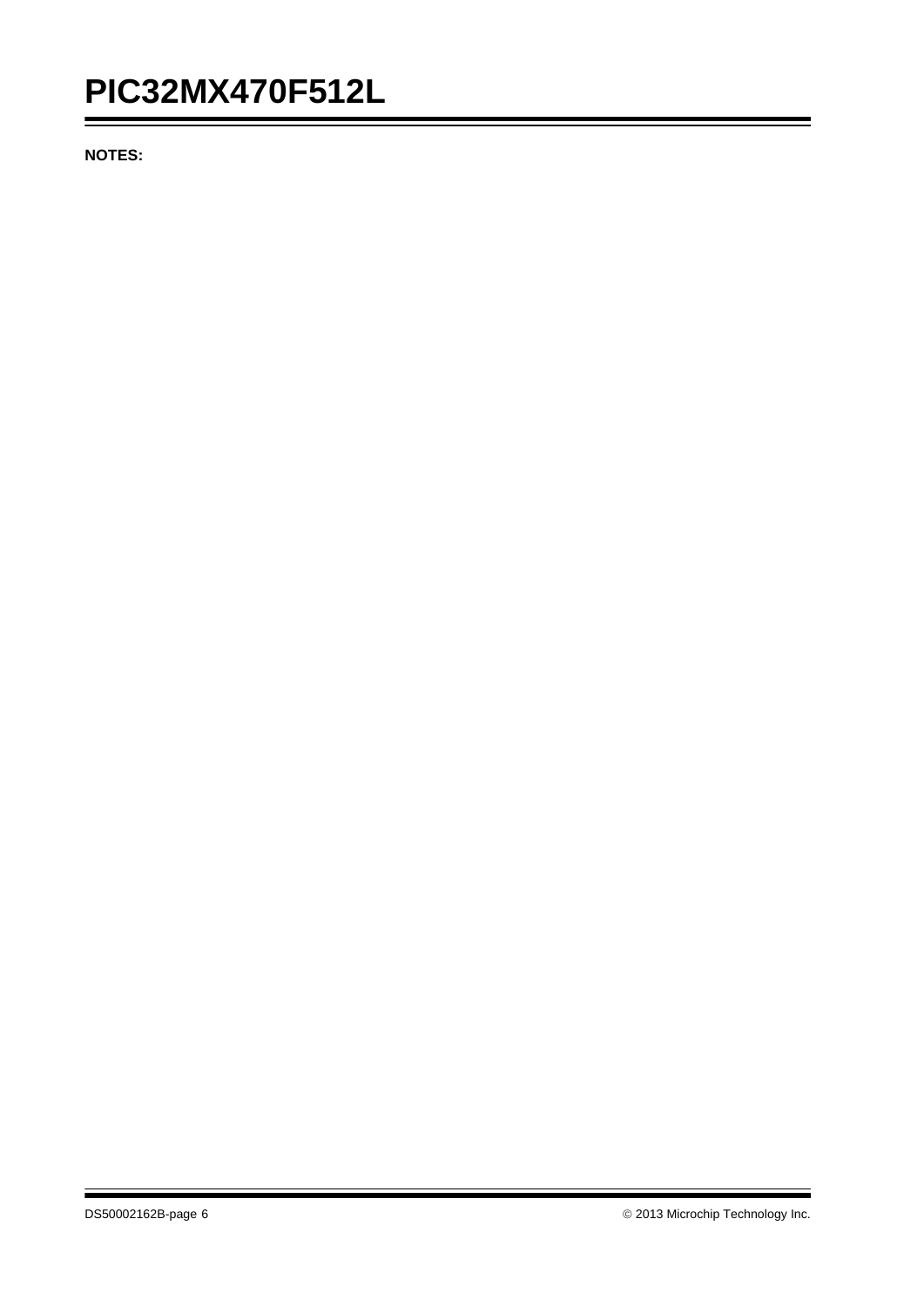**NOTES:**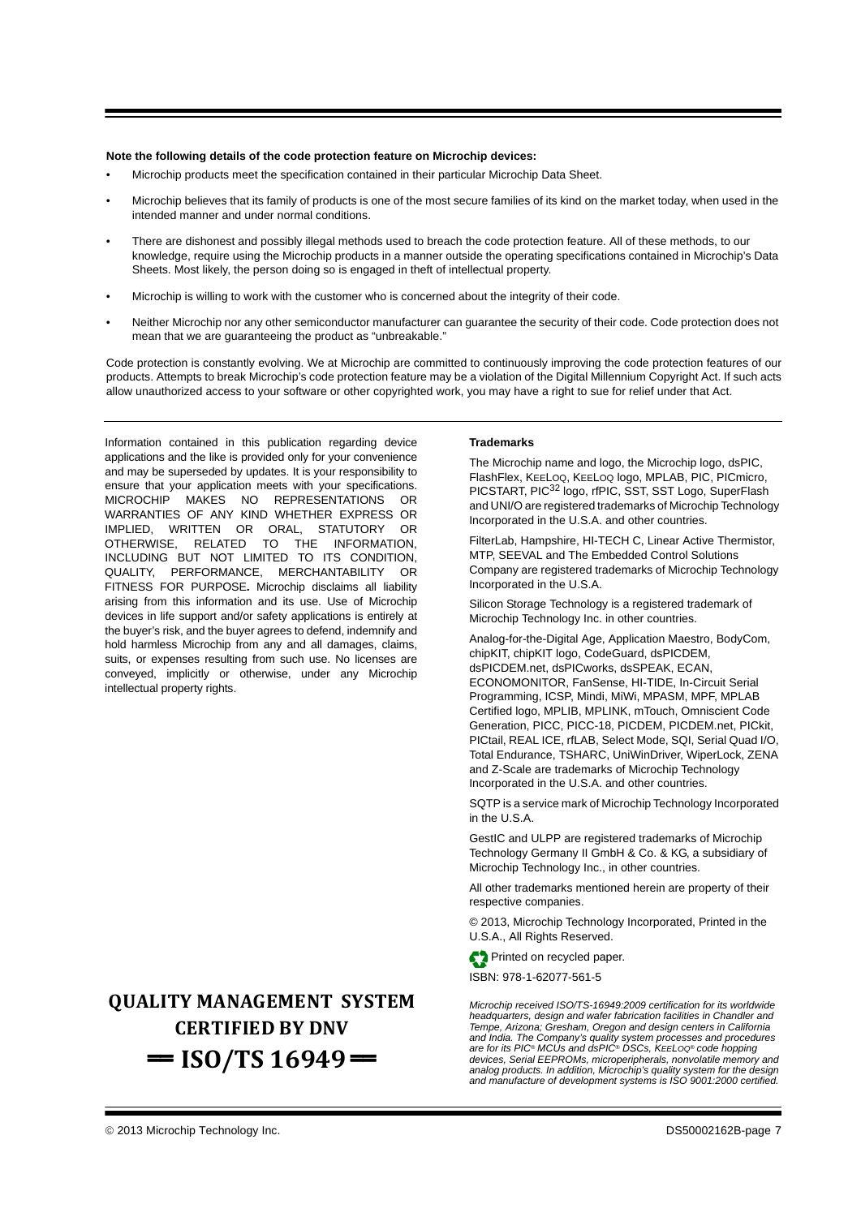**Note the following details of the code protection feature on Microchip devices:**

- Microchip products meet the specification contained in their particular Microchip Data Sheet.
- Microchip believes that its family of products is one of the most secure families of its kind on the market today, when used in the intended manner and under normal conditions.
- There are dishonest and possibly illegal methods used to breach the code protection feature. All of these methods, to our knowledge, require using the Microchip products in a manner outside the operating specifications contained in Microchip's Data Sheets. Most likely, the person doing so is engaged in theft of intellectual property.
- Microchip is willing to work with the customer who is concerned about the integrity of their code.
- Neither Microchip nor any other semiconductor manufacturer can guarantee the security of their code. Code protection does not mean that we are guaranteeing the product as "unbreakable."

Code protection is constantly evolving. We at Microchip are committed to continuously improving the code protection features of our products. Attempts to break Microchip's code protection feature may be a violation of the Digital Millennium Copyright Act. If such acts allow unauthorized access to your software or other copyrighted work, you may have a right to sue for relief under that Act.

Information contained in this publication regarding device applications and the like is provided only for your convenience and may be superseded by updates. It is your responsibility to ensure that your application meets with your specifications. MICROCHIP MAKES NO REPRESENTATIONS OR WARRANTIES OF ANY KIND WHETHER EXPRESS OR IMPLIED, WRITTEN OR ORAL, STATUTORY OR OTHERWISE, RELATED TO THE INFORMATION, INCLUDING BUT NOT LIMITED TO ITS CONDITION, QUALITY, PERFORMANCE, MERCHANTABILITY OR FITNESS FOR PURPOSE**.** Microchip disclaims all liability arising from this information and its use. Use of Microchip devices in life support and/or safety applications is entirely at the buyer's risk, and the buyer agrees to defend, indemnify and hold harmless Microchip from any and all damages, claims, suits, or expenses resulting from such use. No licenses are conveyed, implicitly or otherwise, under any Microchip intellectual property rights.

**QUALITY MANAGEMENT SYSTEM CERTIFIED BY DNV**

**== ISO/TS 16949 ==**

**Trademarks**

The Microchip name and logo, the Microchip logo, dsPIC, FlashFlex, KEELOQ, KEELOQ logo, MPLAB, PIC, PICmicro, PICSTART, PIC$^{32}$ logo, rfPIC, SST, SST Logo, SuperFlash and UNI/O are registered trademarks of Microchip Technology Incorporated in the U.S.A. and other countries.

FilterLab, Hampshire, HI-TECH C, Linear Active Thermistor, MTP, SEEVAL and The Embedded Control Solutions Company are registered trademarks of Microchip Technology Incorporated in the U.S.A.

Silicon Storage Technology is a registered trademark of Microchip Technology Inc. in other countries.

Analog-for-the-Digital Age, Application Maestro, BodyCom, chipKIT, chipKIT logo, CodeGuard, dsPICDEM, dsPICDEM.net, dsPICworks, dsSPEAK, ECAN, ECONOMONITOR, FanSense, HI-TIDE, In-Circuit Serial Programming, ICSP, Mindi, MiWi, MPASM, MPF, MPLAB Certified logo, MPLIB, MPLINK, mTouch, Omniscient Code Generation, PICC, PICC-18, PICDEM, PICDEM.net, PICkit, PICtail, REAL ICE, rfLAB, Select Mode, SQI, Serial Quad I/O, Total Endurance, TSHARC, UniWinDriver, WiperLock, ZENA and Z-Scale are trademarks of Microchip Technology Incorporated in the U.S.A. and other countries.

SQTP is a service mark of Microchip Technology Incorporated in the U.S.A.

GestIC and ULPP are registered trademarks of Microchip Technology Germany II GmbH & Co. & KG, a subsidiary of Microchip Technology Inc., in other countries.

All other trademarks mentioned herein are property of their respective companies.

© 2013, Microchip Technology Incorporated, Printed in the U.S.A., All Rights Reserved.

Printed on recycled paper.

ISBN: 978-1-62077-561-5

*Microchip received ISO/TS-16949:2009 certification for its worldwide headquarters, design and wafer fabrication facilities in Chandler and Tempe, Arizona; Gresham, Oregon and design centers in California and India. The Company's quality system processes and procedures are for its PIC® MCUs and dsPIC® DSCs, KEELOQ® code hopping devices, Serial EEPROMs, microperipherals, nonvolatile memory and analog products. In addition, Microchip's quality system for the design and manufacture of development systems is ISO 9001:2000 certified.*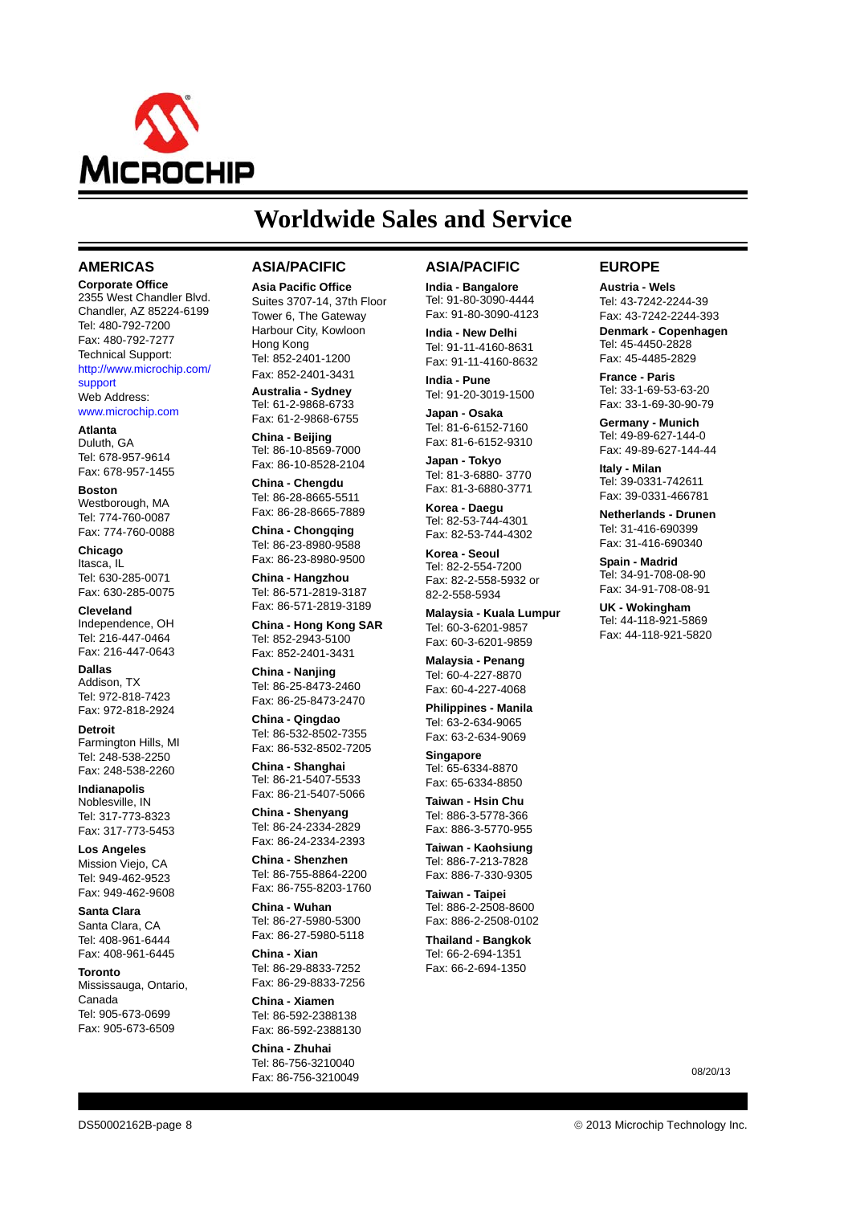# Worldwide Sales and Service

## AMERICAS

**Corporate Office**
2355 West Chandler Blvd.
Chandler, AZ 85224-6199
Tel: 480-792-7200
Fax: 480-792-7277
Technical Support:
http://www.microchip.com/support
Web Address:
www.microchip.com

**Atlanta**
Duluth, GA
Tel: 678-957-9614
Fax: 678-957-1455

**Boston**
Westborough, MA
Tel: 774-760-0087
Fax: 774-760-0088

**Chicago**
Itasca, IL
Tel: 630-285-0071
Fax: 630-285-0075

**Cleveland**
Independence, OH
Tel: 216-447-0464
Fax: 216-447-0643

**Dallas**
Addison, TX
Tel: 972-818-7423
Fax: 972-818-2924

**Detroit**
Farmington Hills, MI
Tel: 248-538-2250
Fax: 248-538-2260

**Indianapolis**
Noblesville, IN
Tel: 317-773-8323
Fax: 317-773-5453

**Los Angeles**
Mission Viejo, CA
Tel: 949-462-9523
Fax: 949-462-9608

**Santa Clara**
Santa Clara, CA
Tel: 408-961-6444
Fax: 408-961-6445

**Toronto**
Mississauga, Ontario,
Canada
Tel: 905-673-0699
Fax: 905-673-6509

## ASIA/PACIFIC

**Asia Pacific Office**
Suites 3707-14, 37th Floor
Tower 6, The Gateway
Harbour City, Kowloon
Hong Kong
Tel: 852-2401-1200
Fax: 852-2401-3431

**Australia - Sydney**
Tel: 61-2-9868-6733
Fax: 61-2-9868-6755

**China - Beijing**
Tel: 86-10-8569-7000
Fax: 86-10-8528-2104

**China - Chengdu**
Tel: 86-28-8665-5511
Fax: 86-28-8665-7889

**China - Chongqing**
Tel: 86-23-8980-9588
Fax: 86-23-8980-9500

**China - Hangzhou**
Tel: 86-571-2819-3187
Fax: 86-571-2819-3189

**China - Hong Kong SAR**
Tel: 852-2943-5100
Fax: 852-2401-3431

**China - Nanjing**
Tel: 86-25-8473-2460
Fax: 86-25-8473-2470

**China - Qingdao**
Tel: 86-532-8502-7355
Fax: 86-532-8502-7205

**China - Shanghai**
Tel: 86-21-5407-5533
Fax: 86-21-5407-5066

**China - Shenyang**
Tel: 86-24-2334-2829
Fax: 86-24-2334-2393

**China - Shenzhen**
Tel: 86-755-8864-2200
Fax: 86-755-8203-1760

**China - Wuhan**
Tel: 86-27-5980-5300
Fax: 86-27-5980-5118

**China - Xian**
Tel: 86-29-8833-7252
Fax: 86-29-8833-7256

**China - Xiamen**
Tel: 86-592-2388138
Fax: 86-592-2388130

**China - Zhuhai**
Tel: 86-756-3210040
Fax: 86-756-3210049

## ASIA/PACIFIC

**India - Bangalore**
Tel: 91-80-3090-4444
Fax: 91-80-3090-4123

**India - New Delhi**
Tel: 91-11-4160-8631
Fax: 91-11-4160-8632

**India - Pune**
Tel: 91-20-3019-1500

**Japan - Osaka**
Tel: 81-6-6152-7160
Fax: 81-6-6152-9310

**Japan - Tokyo**
Tel: 81-3-6880- 3770
Fax: 81-3-6880-3771

**Korea - Daegu**
Tel: 82-53-744-4301
Fax: 82-53-744-4302

**Korea - Seoul**
Tel: 82-2-554-7200
Fax: 82-2-558-5932 or
82-2-558-5934

**Malaysia - Kuala Lumpur**
Tel: 60-3-6201-9857
Fax: 60-3-6201-9859

**Malaysia - Penang**
Tel: 60-4-227-8870
Fax: 60-4-227-4068

**Philippines - Manila**
Tel: 63-2-634-9065
Fax: 63-2-634-9069

**Singapore**
Tel: 65-6334-8870
Fax: 65-6334-8850

**Taiwan - Hsin Chu**
Tel: 886-3-5778-366
Fax: 886-3-5770-955

**Taiwan - Kaohsiung**
Tel: 886-7-213-7828
Fax: 886-7-330-9305

**Taiwan - Taipei**
Tel: 886-2-2508-8600
Fax: 886-2-2508-0102

**Thailand - Bangkok**
Tel: 66-2-694-1351
Fax: 66-2-694-1350

## EUROPE

**Austria - Wels**
Tel: 43-7242-2244-39
Fax: 43-7242-2244-393

**Denmark - Copenhagen**
Tel: 45-4450-2828
Fax: 45-4485-2829

**France - Paris**
Tel: 33-1-69-53-63-20
Fax: 33-1-69-30-90-79

**Germany - Munich**
Tel: 49-89-627-144-0
Fax: 49-89-627-144-44

**Italy - Milan**
Tel: 39-0331-742611
Fax: 39-0331-466781

**Netherlands - Drunen**
Tel: 31-416-690399
Fax: 31-416-690340

**Spain - Madrid**
Tel: 34-91-708-08-90
Fax: 34-91-708-08-91

**UK - Wokingham**
Tel: 44-118-921-5869
Fax: 44-118-921-5820

08/20/13

DS50002162B-page 8

© 2013 Microchip Technology Inc.